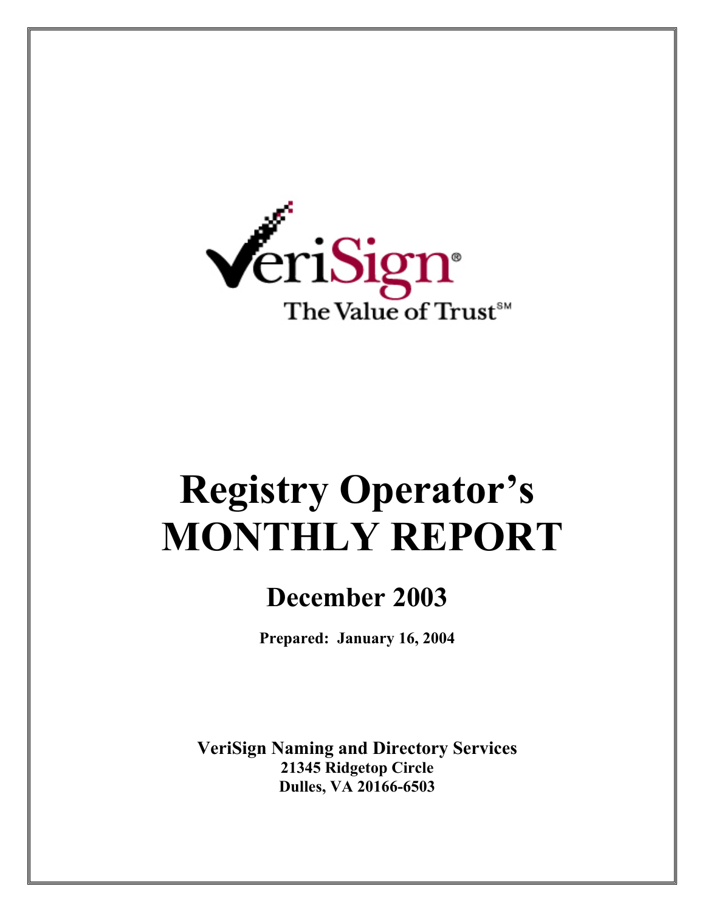VeriSign®

The Value of Trust℠

# Registry Operator's MONTHLY REPORT

## December 2003

**Prepared: January 16, 2004**

**VeriSign Naming and Directory Services**
**21345 Ridgetop Circle**
**Dulles, VA 20166-6503**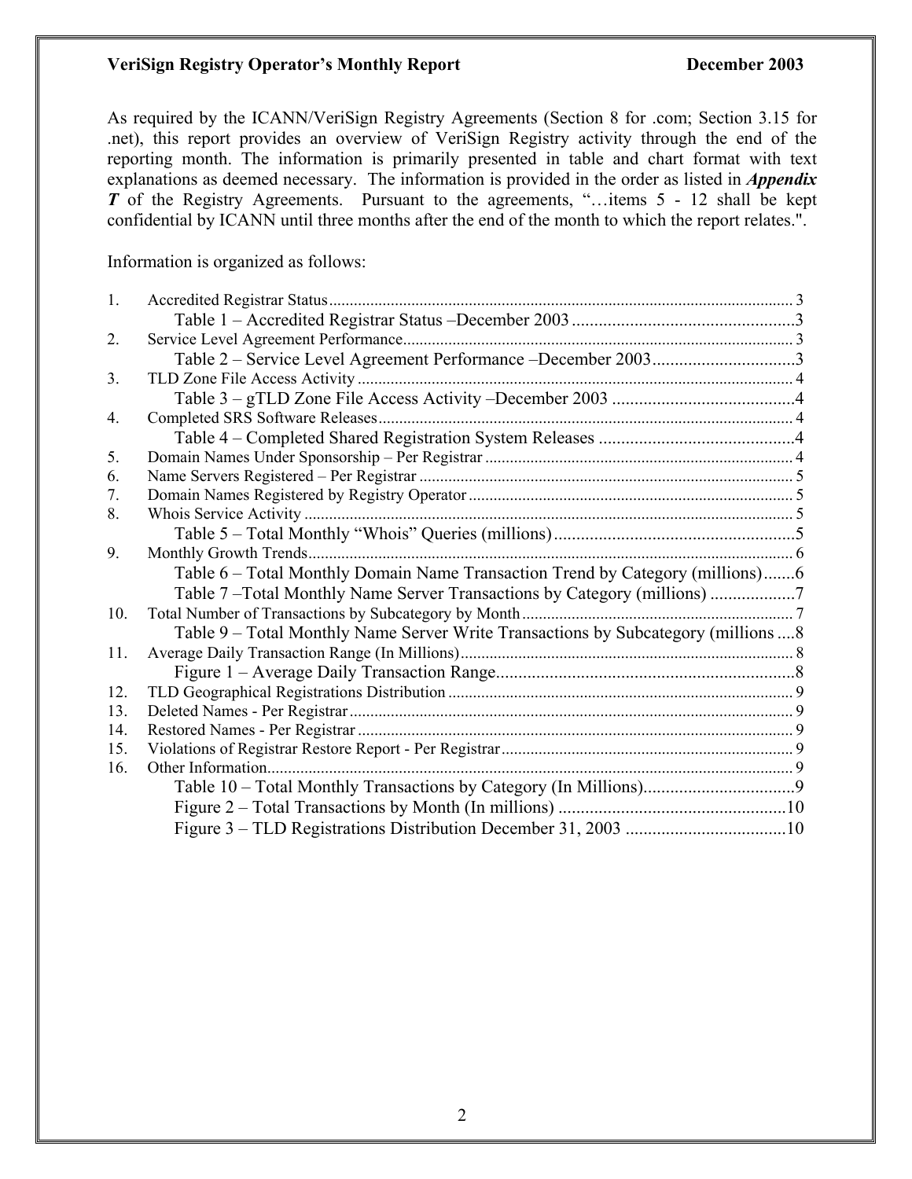As required by the ICANN/VeriSign Registry Agreements (Section 8 for .com; Section 3.15 for .net), this report provides an overview of VeriSign Registry activity through the end of the reporting month. The information is primarily presented in table and chart format with text explanations as deemed necessary. The information is provided in the order as listed in ***Appendix T*** of the Registry Agreements. Pursuant to the agreements, "…items 5 - 12 shall be kept confidential by ICANN until three months after the end of the month to which the report relates.".

Information is organized as follows:

1. Accredited Registrar Status .......... 3
   - Table 1 – Accredited Registrar Status –December 2003 .......... 3
2. Service Level Agreement Performance .......... 3
   - Table 2 – Service Level Agreement Performance –December 2003 .......... 3
3. TLD Zone File Access Activity .......... 4
   - Table 3 – gTLD Zone File Access Activity –December 2003 .......... 4
4. Completed SRS Software Releases .......... 4
   - Table 4 – Completed Shared Registration System Releases .......... 4
5. Domain Names Under Sponsorship – Per Registrar .......... 4
6. Name Servers Registered – Per Registrar .......... 5
7. Domain Names Registered by Registry Operator .......... 5
8. Whois Service Activity .......... 5
   - Table 5 – Total Monthly "Whois" Queries (millions) .......... 5
9. Monthly Growth Trends .......... 6
   - Table 6 – Total Monthly Domain Name Transaction Trend by Category (millions) .......... 6
   - Table 7 –Total Monthly Name Server Transactions by Category (millions) .......... 7
10. Total Number of Transactions by Subcategory by Month .......... 7
    - Table 9 – Total Monthly Name Server Write Transactions by Subcategory (millions .......... 8
11. Average Daily Transaction Range (In Millions) .......... 8
    - Figure 1 – Average Daily Transaction Range .......... 8
12. TLD Geographical Registrations Distribution .......... 9
13. Deleted Names - Per Registrar .......... 9
14. Restored Names - Per Registrar .......... 9
15. Violations of Registrar Restore Report - Per Registrar .......... 9
16. Other Information .......... 9
    - Table 10 – Total Monthly Transactions by Category (In Millions) .......... 9
    - Figure 2 – Total Transactions by Month (In millions) .......... 10
    - Figure 3 – TLD Registrations Distribution December 31, 2003 .......... 10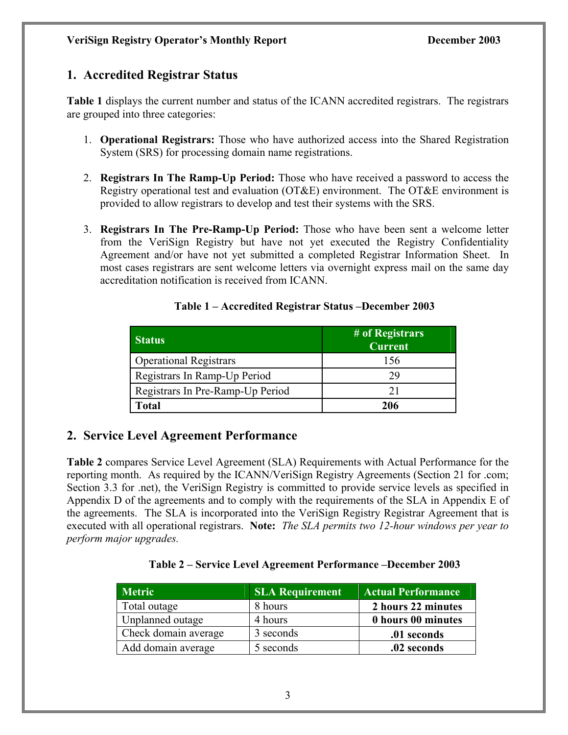## 1. Accredited Registrar Status

**Table 1** displays the current number and status of the ICANN accredited registrars. The registrars are grouped into three categories:

1. **Operational Registrars:** Those who have authorized access into the Shared Registration System (SRS) for processing domain name registrations.

2. **Registrars In The Ramp-Up Period:** Those who have received a password to access the Registry operational test and evaluation (OT&E) environment. The OT&E environment is provided to allow registrars to develop and test their systems with the SRS.

3. **Registrars In The Pre-Ramp-Up Period:** Those who have been sent a welcome letter from the VeriSign Registry but have not yet executed the Registry Confidentiality Agreement and/or have not yet submitted a completed Registrar Information Sheet. In most cases registrars are sent welcome letters via overnight express mail on the same day accreditation notification is received from ICANN.

**Table 1 – Accredited Registrar Status –December 2003**

| Status | # of Registrars Current |
|---|---|
| Operational Registrars | 156 |
| Registrars In Ramp-Up Period | 29 |
| Registrars In Pre-Ramp-Up Period | 21 |
| **Total** | **206** |

## 2. Service Level Agreement Performance

**Table 2** compares Service Level Agreement (SLA) Requirements with Actual Performance for the reporting month. As required by the ICANN/VeriSign Registry Agreements (Section 21 for .com; Section 3.3 for .net), the VeriSign Registry is committed to provide service levels as specified in Appendix D of the agreements and to comply with the requirements of the SLA in Appendix E of the agreements. The SLA is incorporated into the VeriSign Registry Registrar Agreement that is executed with all operational registrars. **Note:** *The SLA permits two 12-hour windows per year to perform major upgrades.*

**Table 2 – Service Level Agreement Performance –December 2003**

| Metric | SLA Requirement | Actual Performance |
|---|---|---|
| Total outage | 8 hours | **2 hours 22 minutes** |
| Unplanned outage | 4 hours | **0 hours 00 minutes** |
| Check domain average | 3 seconds | **.01 seconds** |
| Add domain average | 5 seconds | **.02 seconds** |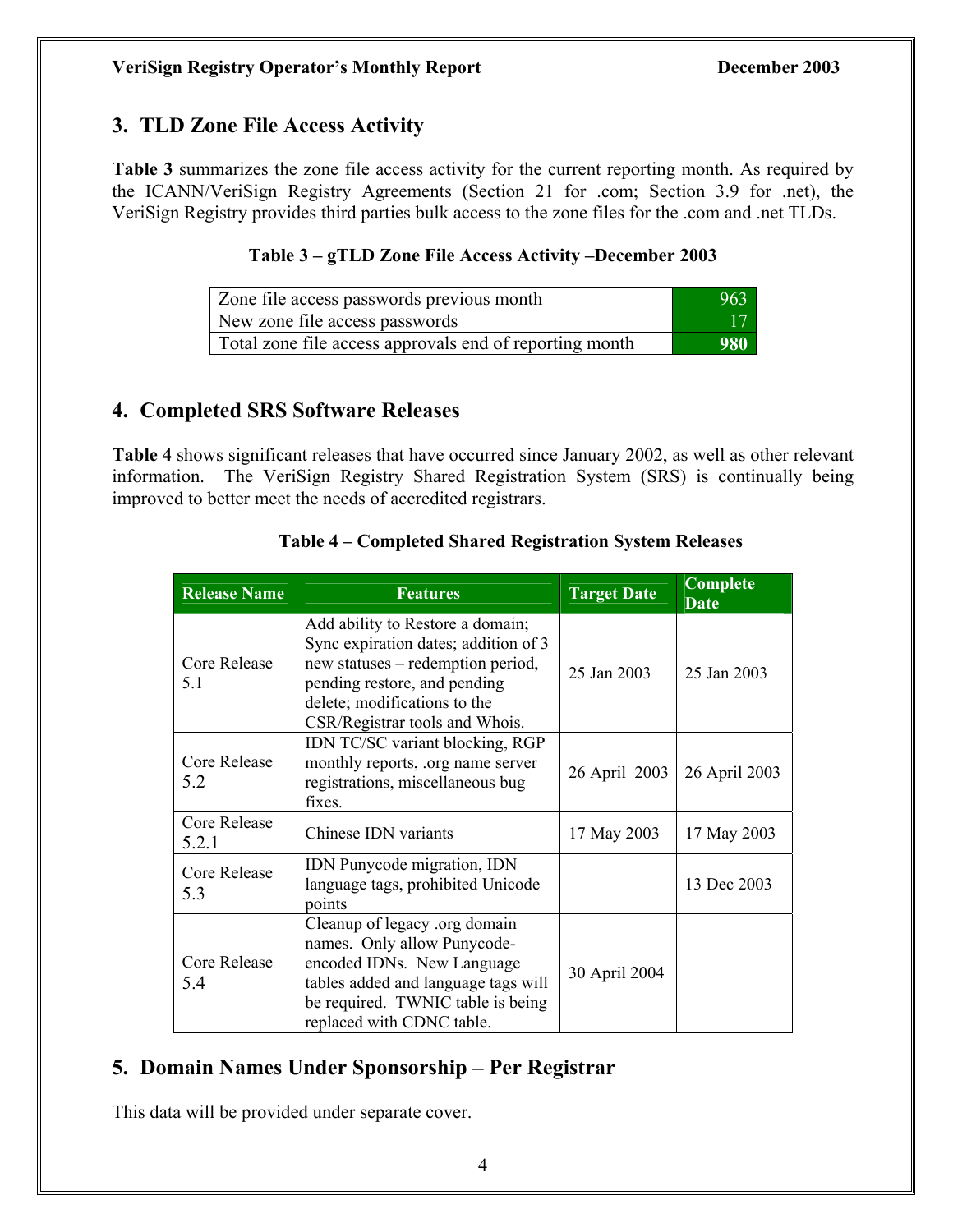## 3. TLD Zone File Access Activity

**Table 3** summarizes the zone file access activity for the current reporting month. As required by the ICANN/VeriSign Registry Agreements (Section 21 for .com; Section 3.9 for .net), the VeriSign Registry provides third parties bulk access to the zone files for the .com and .net TLDs.

**Table 3 – gTLD Zone File Access Activity –December 2003**

| | |
|---|---|
| Zone file access passwords previous month | 963 |
| New zone file access passwords | 17 |
| Total zone file access approvals end of reporting month | **980** |

## 4. Completed SRS Software Releases

**Table 4** shows significant releases that have occurred since January 2002, as well as other relevant information. The VeriSign Registry Shared Registration System (SRS) is continually being improved to better meet the needs of accredited registrars.

**Table 4 – Completed Shared Registration System Releases**

| Release Name | Features | Target Date | Complete Date |
|---|---|---|---|
| Core Release 5.1 | Add ability to Restore a domain; Sync expiration dates; addition of 3 new statuses – redemption period, pending restore, and pending delete; modifications to the CSR/Registrar tools and Whois. | 25 Jan 2003 | 25 Jan 2003 |
| Core Release 5.2 | IDN TC/SC variant blocking, RGP monthly reports, .org name server registrations, miscellaneous bug fixes. | 26 April 2003 | 26 April 2003 |
| Core Release 5.2.1 | Chinese IDN variants | 17 May 2003 | 17 May 2003 |
| Core Release 5.3 | IDN Punycode migration, IDN language tags, prohibited Unicode points | | 13 Dec 2003 |
| Core Release 5.4 | Cleanup of legacy .org domain names. Only allow Punycode-encoded IDNs. New Language tables added and language tags will be required. TWNIC table is being replaced with CDNC table. | 30 April 2004 | |

## 5. Domain Names Under Sponsorship – Per Registrar

This data will be provided under separate cover.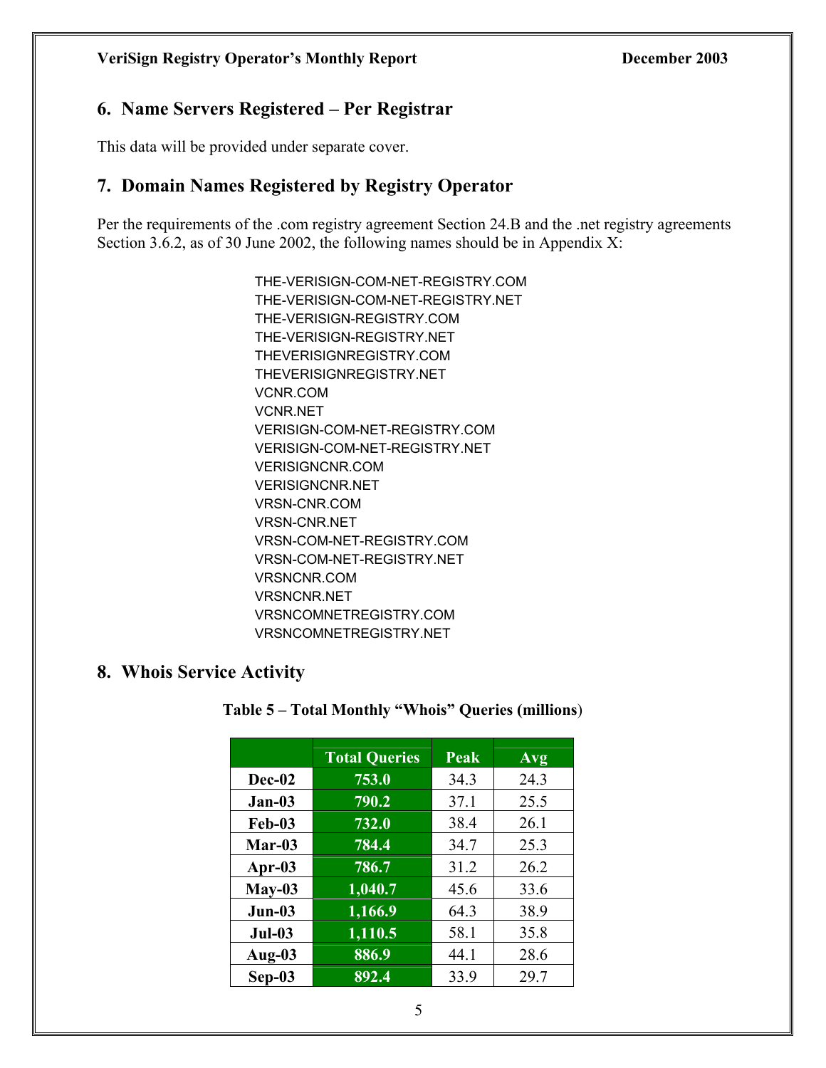## 6. Name Servers Registered – Per Registrar

This data will be provided under separate cover.

## 7. Domain Names Registered by Registry Operator

Per the requirements of the .com registry agreement Section 24.B and the .net registry agreements Section 3.6.2, as of 30 June 2002, the following names should be in Appendix X:

THE-VERISIGN-COM-NET-REGISTRY.COM
THE-VERISIGN-COM-NET-REGISTRY.NET
THE-VERISIGN-REGISTRY.COM
THE-VERISIGN-REGISTRY.NET
THEVERISIGNREGISTRY.COM
THEVERISIGNREGISTRY.NET
VCNR.COM
VCNR.NET
VERISIGN-COM-NET-REGISTRY.COM
VERISIGN-COM-NET-REGISTRY.NET
VERISIGNCNR.COM
VERISIGNCNR.NET
VRSN-CNR.COM
VRSN-CNR.NET
VRSN-COM-NET-REGISTRY.COM
VRSN-COM-NET-REGISTRY.NET
VRSNCNR.COM
VRSNCNR.NET
VRSNCOMNETREGISTRY.COM
VRSNCOMNETREGISTRY.NET

## 8. Whois Service Activity

**Table 5 – Total Monthly "Whois" Queries (millions)**

| | Total Queries | Peak | Avg |
|---|---|---|---|
| **Dec-02** | **753.0** | 34.3 | 24.3 |
| **Jan-03** | **790.2** | 37.1 | 25.5 |
| **Feb-03** | **732.0** | 38.4 | 26.1 |
| **Mar-03** | **784.4** | 34.7 | 25.3 |
| **Apr-03** | **786.7** | 31.2 | 26.2 |
| **May-03** | **1,040.7** | 45.6 | 33.6 |
| **Jun-03** | **1,166.9** | 64.3 | 38.9 |
| **Jul-03** | **1,110.5** | 58.1 | 35.8 |
| **Aug-03** | **886.9** | 44.1 | 28.6 |
| **Sep-03** | **892.4** | 33.9 | 29.7 |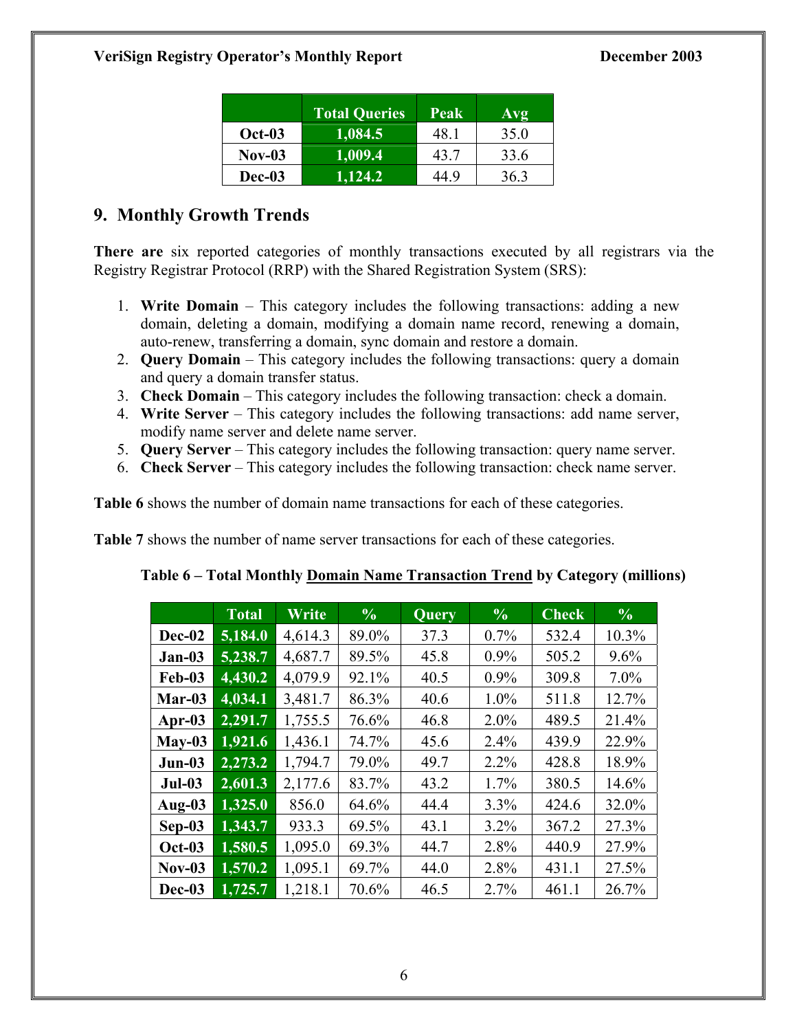|  | Total Queries | Peak | Avg |
|---|---|---|---|
| **Oct-03** | **1,084.5** | 48.1 | 35.0 |
| **Nov-03** | **1,009.4** | 43.7 | 33.6 |
| **Dec-03** | **1,124.2** | 44.9 | 36.3 |

## 9. Monthly Growth Trends

**There are** six reported categories of monthly transactions executed by all registrars via the Registry Registrar Protocol (RRP) with the Shared Registration System (SRS):

1. **Write Domain** – This category includes the following transactions: adding a new domain, deleting a domain, modifying a domain name record, renewing a domain, auto-renew, transferring a domain, sync domain and restore a domain.
2. **Query Domain** – This category includes the following transactions: query a domain and query a domain transfer status.
3. **Check Domain** – This category includes the following transaction: check a domain.
4. **Write Server** – This category includes the following transactions: add name server, modify name server and delete name server.
5. **Query Server** – This category includes the following transaction: query name server.
6. **Check Server** – This category includes the following transaction: check name server.

**Table 6** shows the number of domain name transactions for each of these categories.

**Table 7** shows the number of name server transactions for each of these categories.

**Table 6 – Total Monthly Domain Name Transaction Trend by Category (millions)**

|  | Total | Write | % | Query | % | Check | % |
|---|---|---|---|---|---|---|---|
| **Dec-02** | **5,184.0** | 4,614.3 | 89.0% | 37.3 | 0.7% | 532.4 | 10.3% |
| **Jan-03** | **5,238.7** | 4,687.7 | 89.5% | 45.8 | 0.9% | 505.2 | 9.6% |
| **Feb-03** | **4,430.2** | 4,079.9 | 92.1% | 40.5 | 0.9% | 309.8 | 7.0% |
| **Mar-03** | **4,034.1** | 3,481.7 | 86.3% | 40.6 | 1.0% | 511.8 | 12.7% |
| **Apr-03** | **2,291.7** | 1,755.5 | 76.6% | 46.8 | 2.0% | 489.5 | 21.4% |
| **May-03** | **1,921.6** | 1,436.1 | 74.7% | 45.6 | 2.4% | 439.9 | 22.9% |
| **Jun-03** | **2,273.2** | 1,794.7 | 79.0% | 49.7 | 2.2% | 428.8 | 18.9% |
| **Jul-03** | **2,601.3** | 2,177.6 | 83.7% | 43.2 | 1.7% | 380.5 | 14.6% |
| **Aug-03** | **1,325.0** | 856.0 | 64.6% | 44.4 | 3.3% | 424.6 | 32.0% |
| **Sep-03** | **1,343.7** | 933.3 | 69.5% | 43.1 | 3.2% | 367.2 | 27.3% |
| **Oct-03** | **1,580.5** | 1,095.0 | 69.3% | 44.7 | 2.8% | 440.9 | 27.9% |
| **Nov-03** | **1,570.2** | 1,095.1 | 69.7% | 44.0 | 2.8% | 431.1 | 27.5% |
| **Dec-03** | **1,725.7** | 1,218.1 | 70.6% | 46.5 | 2.7% | 461.1 | 26.7% |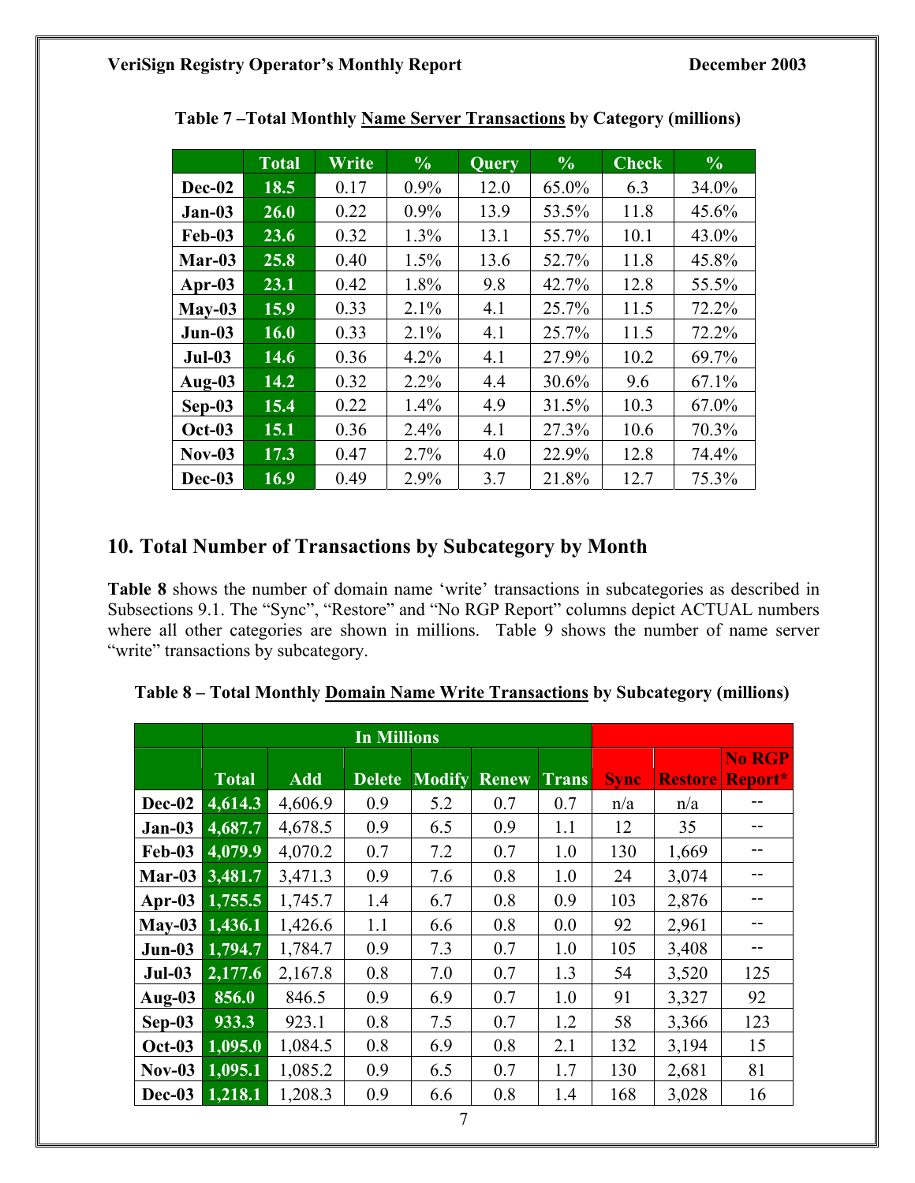**Table 7 –Total Monthly Name Server Transactions by Category (millions)**

| | Total | Write | % | Query | % | Check | % |
|---|---|---|---|---|---|---|---|
| Dec-02 | 18.5 | 0.17 | 0.9% | 12.0 | 65.0% | 6.3 | 34.0% |
| Jan-03 | 26.0 | 0.22 | 0.9% | 13.9 | 53.5% | 11.8 | 45.6% |
| Feb-03 | 23.6 | 0.32 | 1.3% | 13.1 | 55.7% | 10.1 | 43.0% |
| Mar-03 | 25.8 | 0.40 | 1.5% | 13.6 | 52.7% | 11.8 | 45.8% |
| Apr-03 | 23.1 | 0.42 | 1.8% | 9.8 | 42.7% | 12.8 | 55.5% |
| May-03 | 15.9 | 0.33 | 2.1% | 4.1 | 25.7% | 11.5 | 72.2% |
| Jun-03 | 16.0 | 0.33 | 2.1% | 4.1 | 25.7% | 11.5 | 72.2% |
| Jul-03 | 14.6 | 0.36 | 4.2% | 4.1 | 27.9% | 10.2 | 69.7% |
| Aug-03 | 14.2 | 0.32 | 2.2% | 4.4 | 30.6% | 9.6 | 67.1% |
| Sep-03 | 15.4 | 0.22 | 1.4% | 4.9 | 31.5% | 10.3 | 67.0% |
| Oct-03 | 15.1 | 0.36 | 2.4% | 4.1 | 27.3% | 10.6 | 70.3% |
| Nov-03 | 17.3 | 0.47 | 2.7% | 4.0 | 22.9% | 12.8 | 74.4% |
| Dec-03 | 16.9 | 0.49 | 2.9% | 3.7 | 21.8% | 12.7 | 75.3% |

## 10. Total Number of Transactions by Subcategory by Month

**Table 8** shows the number of domain name 'write' transactions in subcategories as described in Subsections 9.1. The "Sync", "Restore" and "No RGP Report" columns depict ACTUAL numbers where all other categories are shown in millions. Table 9 shows the number of name server "write" transactions by subcategory.

**Table 8 – Total Monthly Domain Name Write Transactions by Subcategory (millions)**

| | In Millions | | | | | | | | |
|---|---|---|---|---|---|---|---|---|---|
| | Total | Add | Delete | Modify | Renew | Trans | Sync | Restore | No RGP Report* |
| Dec-02 | 4,614.3 | 4,606.9 | 0.9 | 5.2 | 0.7 | 0.7 | n/a | n/a | -- |
| Jan-03 | 4,687.7 | 4,678.5 | 0.9 | 6.5 | 0.9 | 1.1 | 12 | 35 | -- |
| Feb-03 | 4,079.9 | 4,070.2 | 0.7 | 7.2 | 0.7 | 1.0 | 130 | 1,669 | -- |
| Mar-03 | 3,481.7 | 3,471.3 | 0.9 | 7.6 | 0.8 | 1.0 | 24 | 3,074 | -- |
| Apr-03 | 1,755.5 | 1,745.7 | 1.4 | 6.7 | 0.8 | 0.9 | 103 | 2,876 | -- |
| May-03 | 1,436.1 | 1,426.6 | 1.1 | 6.6 | 0.8 | 0.0 | 92 | 2,961 | -- |
| Jun-03 | 1,794.7 | 1,784.7 | 0.9 | 7.3 | 0.7 | 1.0 | 105 | 3,408 | -- |
| Jul-03 | 2,177.6 | 2,167.8 | 0.8 | 7.0 | 0.7 | 1.3 | 54 | 3,520 | 125 |
| Aug-03 | 856.0 | 846.5 | 0.9 | 6.9 | 0.7 | 1.0 | 91 | 3,327 | 92 |
| Sep-03 | 933.3 | 923.1 | 0.8 | 7.5 | 0.7 | 1.2 | 58 | 3,366 | 123 |
| Oct-03 | 1,095.0 | 1,084.5 | 0.8 | 6.9 | 0.8 | 2.1 | 132 | 3,194 | 15 |
| Nov-03 | 1,095.1 | 1,085.2 | 0.9 | 6.5 | 0.7 | 1.7 | 130 | 2,681 | 81 |
| Dec-03 | 1,218.1 | 1,208.3 | 0.9 | 6.6 | 0.8 | 1.4 | 168 | 3,028 | 16 |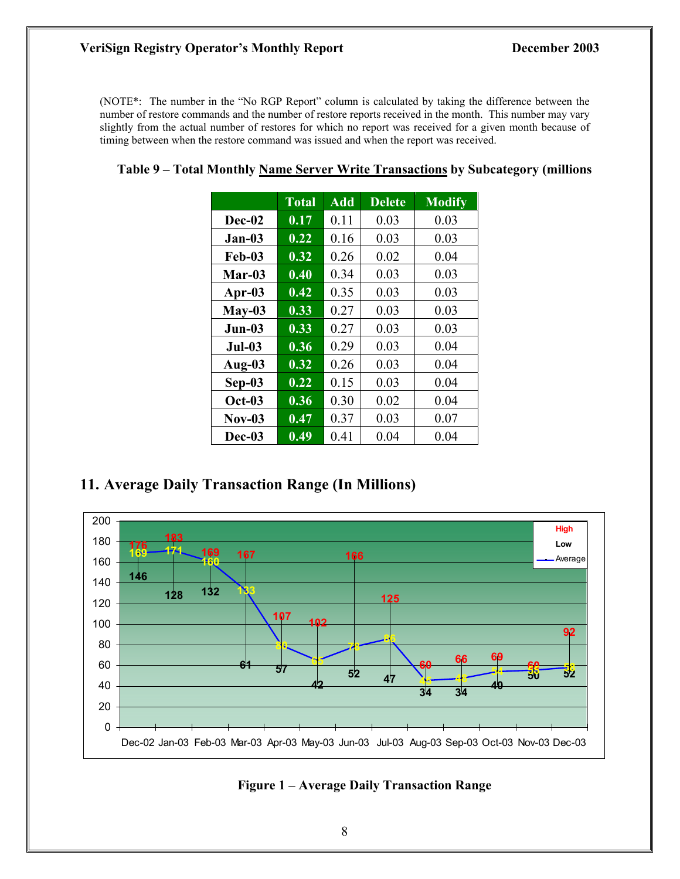(NOTE*: The number in the "No RGP Report" column is calculated by taking the difference between the number of restore commands and the number of restore reports received in the month. This number may vary slightly from the actual number of restores for which no report was received for a given month because of timing between when the restore command was issued and when the report was received.

**Table 9 – Total Monthly Name Server Write Transactions by Subcategory (millions**

| | Total | Add | Delete | Modify |
|---|---|---|---|---|
| **Dec-02** | **0.17** | 0.11 | 0.03 | 0.03 |
| **Jan-03** | **0.22** | 0.16 | 0.03 | 0.03 |
| **Feb-03** | **0.32** | 0.26 | 0.02 | 0.04 |
| **Mar-03** | **0.40** | 0.34 | 0.03 | 0.03 |
| **Apr-03** | **0.42** | 0.35 | 0.03 | 0.03 |
| **May-03** | **0.33** | 0.27 | 0.03 | 0.03 |
| **Jun-03** | **0.33** | 0.27 | 0.03 | 0.03 |
| **Jul-03** | **0.36** | 0.29 | 0.03 | 0.04 |
| **Aug-03** | **0.32** | 0.26 | 0.03 | 0.04 |
| **Sep-03** | **0.22** | 0.15 | 0.03 | 0.04 |
| **Oct-03** | **0.36** | 0.30 | 0.02 | 0.04 |
| **Nov-03** | **0.47** | 0.37 | 0.03 | 0.07 |
| **Dec-03** | **0.49** | 0.41 | 0.04 | 0.04 |

## 11. Average Daily Transaction Range (In Millions)

| Month | High | Low | Average |
|---|---|---|---|
| Dec-02 | 176 | 146 | 169 |
| Jan-03 | 183 | 128 | 171 |
| Feb-03 | 169 | 132 | 160 |
| Mar-03 | 167 | 61 | 133 |
| Apr-03 | 107 | 57 | 80 |
| May-03 | 102 | 42 | 65 |
| Jun-03 | 166 | 52 | 78 |
| Jul-03 | 125 | 47 | 86 |
| Aug-03 | 60 | 34 | 45 |
| Sep-03 | 66 | 34 | 48 |
| Oct-03 | 69 | 40 | 54 |
| Nov-03 | 60 | 50 | 55 |
| Dec-03 | 92 | 52 | 58 |

**Figure 1 – Average Daily Transaction Range**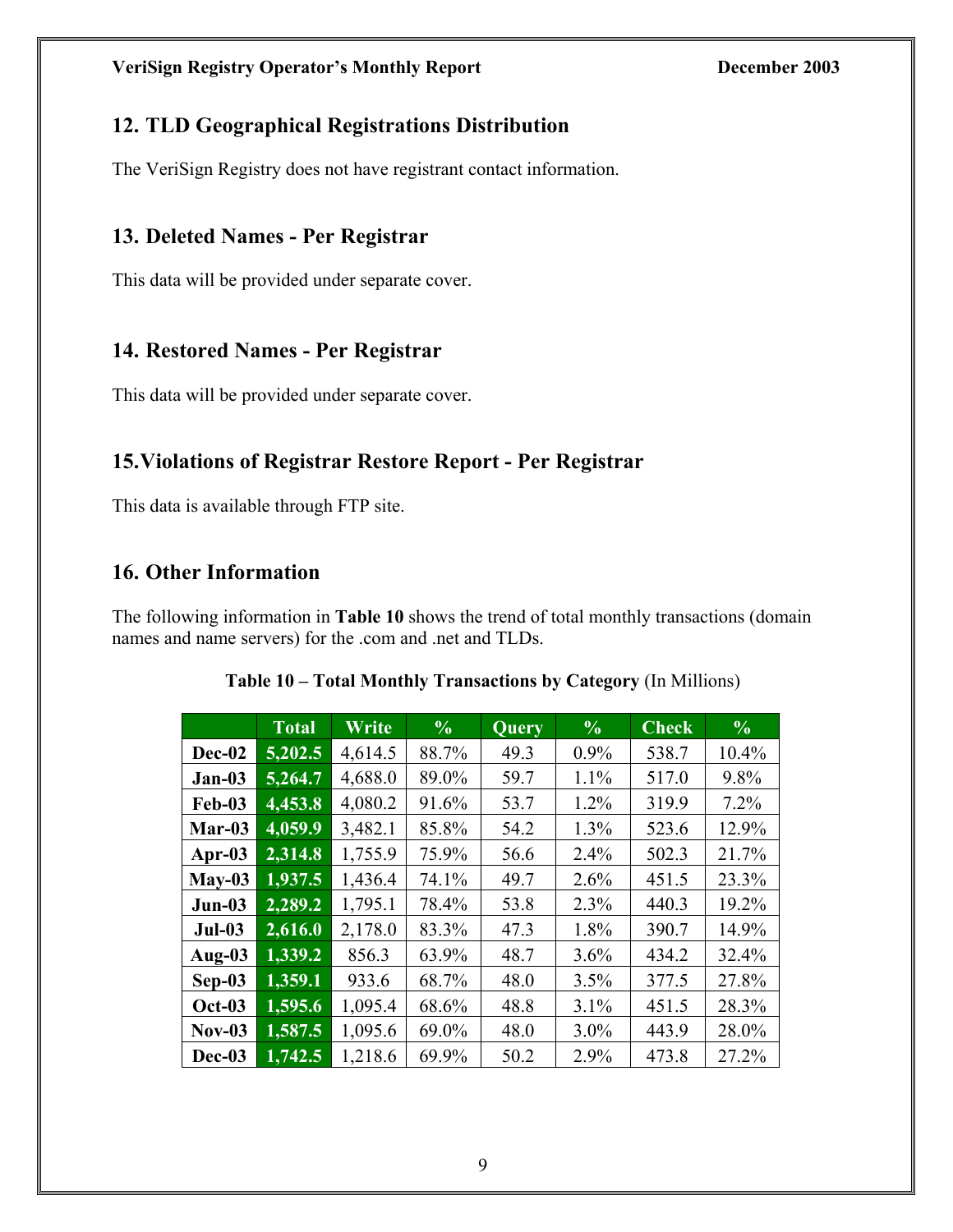## 12. TLD Geographical Registrations Distribution

The VeriSign Registry does not have registrant contact information.

## 13. Deleted Names - Per Registrar

This data will be provided under separate cover.

## 14. Restored Names - Per Registrar

This data will be provided under separate cover.

## 15. Violations of Registrar Restore Report - Per Registrar

This data is available through FTP site.

## 16. Other Information

The following information in **Table 10** shows the trend of total monthly transactions (domain names and name servers) for the .com and .net and TLDs.

**Table 10 – Total Monthly Transactions by Category** (In Millions)

| | Total | Write | % | Query | % | Check | % |
|---|---|---|---|---|---|---|---|
| **Dec-02** | **5,202.5** | 4,614.5 | 88.7% | 49.3 | 0.9% | 538.7 | 10.4% |
| **Jan-03** | **5,264.7** | 4,688.0 | 89.0% | 59.7 | 1.1% | 517.0 | 9.8% |
| **Feb-03** | **4,453.8** | 4,080.2 | 91.6% | 53.7 | 1.2% | 319.9 | 7.2% |
| **Mar-03** | **4,059.9** | 3,482.1 | 85.8% | 54.2 | 1.3% | 523.6 | 12.9% |
| **Apr-03** | **2,314.8** | 1,755.9 | 75.9% | 56.6 | 2.4% | 502.3 | 21.7% |
| **May-03** | **1,937.5** | 1,436.4 | 74.1% | 49.7 | 2.6% | 451.5 | 23.3% |
| **Jun-03** | **2,289.2** | 1,795.1 | 78.4% | 53.8 | 2.3% | 440.3 | 19.2% |
| **Jul-03** | **2,616.0** | 2,178.0 | 83.3% | 47.3 | 1.8% | 390.7 | 14.9% |
| **Aug-03** | **1,339.2** | 856.3 | 63.9% | 48.7 | 3.6% | 434.2 | 32.4% |
| **Sep-03** | **1,359.1** | 933.6 | 68.7% | 48.0 | 3.5% | 377.5 | 27.8% |
| **Oct-03** | **1,595.6** | 1,095.4 | 68.6% | 48.8 | 3.1% | 451.5 | 28.3% |
| **Nov-03** | **1,587.5** | 1,095.6 | 69.0% | 48.0 | 3.0% | 443.9 | 28.0% |
| **Dec-03** | **1,742.5** | 1,218.6 | 69.9% | 50.2 | 2.9% | 473.8 | 27.2% |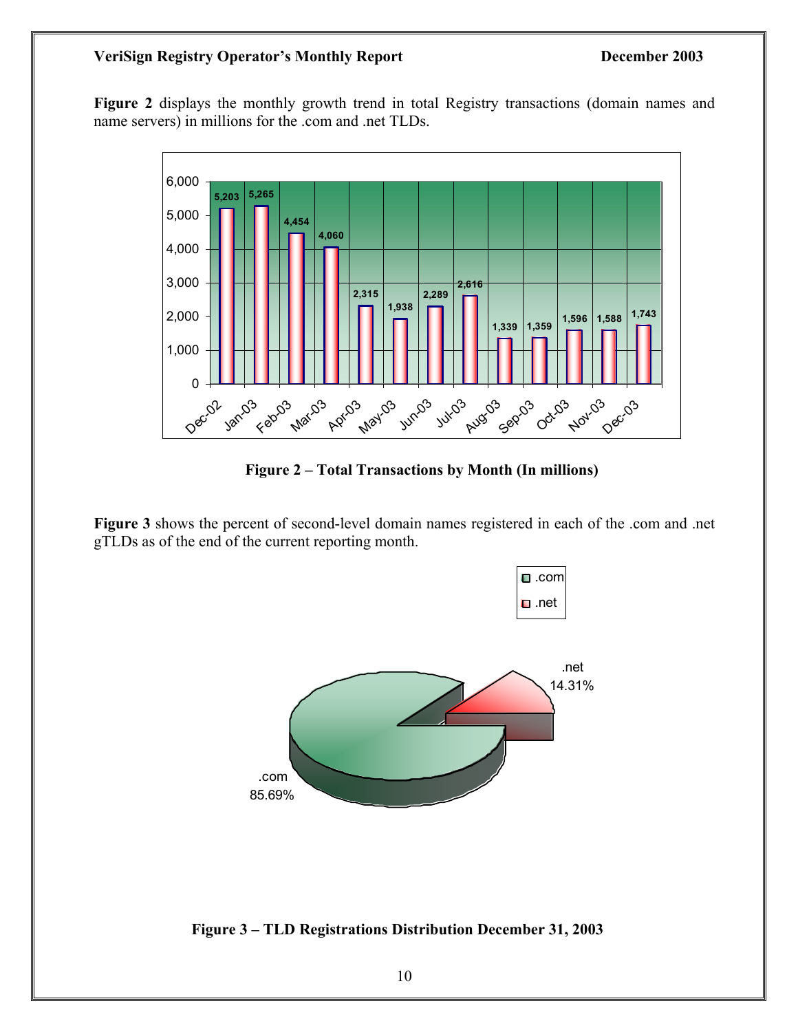**Figure 2** displays the monthly growth trend in total Registry transactions (domain names and name servers) in millions for the .com and .net TLDs.

| Month | Transactions |
|---|---|
| Dec-02 | 5,203 |
| Jan-03 | 5,265 |
| Feb-03 | 4,454 |
| Mar-03 | 4,060 |
| Apr-03 | 2,315 |
| May-03 | 1,938 |
| Jun-03 | 2,289 |
| Jul-03 | 2,616 |
| Aug-03 | 1,339 |
| Sep-03 | 1,359 |
| Oct-03 | 1,596 |
| Nov-03 | 1,588 |
| Dec-03 | 1,743 |

**Figure 2 – Total Transactions by Month (In millions)**

**Figure 3** shows the percent of second-level domain names registered in each of the .com and .net gTLDs as of the end of the current reporting month.

| TLD | Percent |
|---|---|
| .com | 85.69% |
| .net | 14.31% |

**Figure 3 – TLD Registrations Distribution December 31, 2003**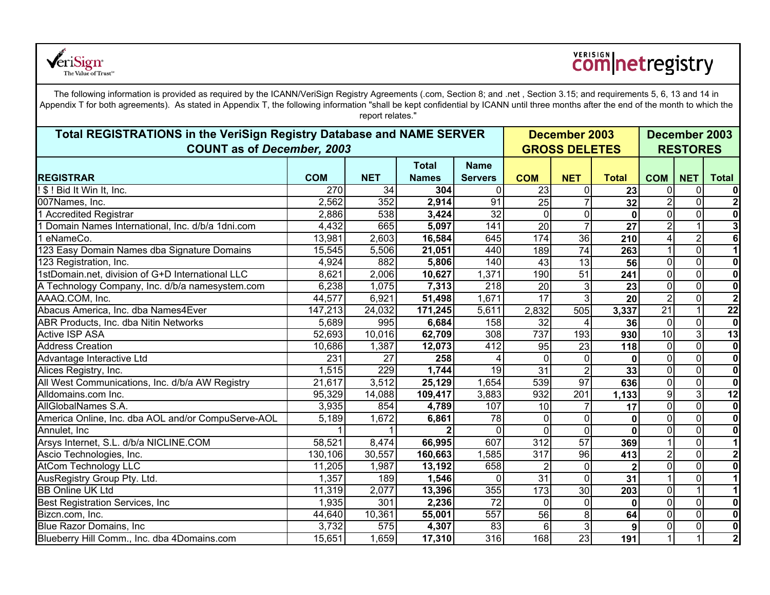VeriSign The Value of Trust

VERISIGN com|netregistry

The following information is provided as required by the ICANN/VeriSign Registry Agreements (.com, Section 8; and .net , Section 3.15; and requirements 5, 6, 13 and 14 in Appendix T for both agreements). As stated in Appendix T, the following information "shall be kept confidential by ICANN until three months after the end of the month to which the report relates."

| Total REGISTRATIONS in the VeriSign Registry Database and NAME SERVER COUNT as of *December, 2003* | | | | | December 2003 GROSS DELETES | | | December 2003 RESTORES | | |
|---|---|---|---|---|---|---|---|---|---|---|
| **REGISTRAR** | **COM** | **NET** | **Total Names** | **Name Servers** | **COM** | **NET** | **Total** | **COM** | **NET** | **Total** |
| ! $ ! Bid It Win It, Inc. | 270 | 34 | **304** | 0 | 23 | 0 | **23** | 0 | 0 | **0** |
| 007Names, Inc. | 2,562 | 352 | **2,914** | 91 | 25 | 7 | **32** | 2 | 0 | **2** |
| 1 Accredited Registrar | 2,886 | 538 | **3,424** | 32 | 0 | 0 | **0** | 0 | 0 | **0** |
| 1 Domain Names International, Inc. d/b/a 1dni.com | 4,432 | 665 | **5,097** | 141 | 20 | 7 | **27** | 2 | 1 | **3** |
| 1 eNameCo. | 13,981 | 2,603 | **16,584** | 645 | 174 | 36 | **210** | 4 | 2 | **6** |
| 123 Easy Domain Names dba Signature Domains | 15,545 | 5,506 | **21,051** | 440 | 189 | 74 | **263** | 1 | 0 | **1** |
| 123 Registration, Inc. | 4,924 | 882 | **5,806** | 140 | 43 | 13 | **56** | 0 | 0 | **0** |
| 1stDomain.net, division of G+D International LLC | 8,621 | 2,006 | **10,627** | 1,371 | 190 | 51 | **241** | 0 | 0 | **0** |
| A Technology Company, Inc. d/b/a namesystem.com | 6,238 | 1,075 | **7,313** | 218 | 20 | 3 | **23** | 0 | 0 | **0** |
| AAAQ.COM, Inc. | 44,577 | 6,921 | **51,498** | 1,671 | 17 | 3 | **20** | 2 | 0 | **2** |
| Abacus America, Inc. dba Names4Ever | 147,213 | 24,032 | **171,245** | 5,611 | 2,832 | 505 | **3,337** | 21 | 1 | **22** |
| ABR Products, Inc. dba Nitin Networks | 5,689 | 995 | **6,684** | 158 | 32 | 4 | **36** | 0 | 0 | **0** |
| Active ISP ASA | 52,693 | 10,016 | **62,709** | 308 | 737 | 193 | **930** | 10 | 3 | **13** |
| Address Creation | 10,686 | 1,387 | **12,073** | 412 | 95 | 23 | **118** | 0 | 0 | **0** |
| Advantage Interactive Ltd | 231 | 27 | **258** | 4 | 0 | 0 | **0** | 0 | 0 | **0** |
| Alices Registry, Inc. | 1,515 | 229 | **1,744** | 19 | 31 | 2 | **33** | 0 | 0 | **0** |
| All West Communications, Inc. d/b/a AW Registry | 21,617 | 3,512 | **25,129** | 1,654 | 539 | 97 | **636** | 0 | 0 | **0** |
| Alldomains.com Inc. | 95,329 | 14,088 | **109,417** | 3,883 | 932 | 201 | **1,133** | 9 | 3 | **12** |
| AllGlobalNames S.A. | 3,935 | 854 | **4,789** | 107 | 10 | 7 | **17** | 0 | 0 | **0** |
| America Online, Inc. dba AOL and/or CompuServe-AOL | 5,189 | 1,672 | **6,861** | 78 | 0 | 0 | **0** | 0 | 0 | **0** |
| Annulet, Inc | 1 | 1 | **2** | 0 | 0 | 0 | **0** | 0 | 0 | **0** |
| Arsys Internet, S.L. d/b/a NICLINE.COM | 58,521 | 8,474 | **66,995** | 607 | 312 | 57 | **369** | 1 | 0 | **1** |
| Ascio Technologies, Inc. | 130,106 | 30,557 | **160,663** | 1,585 | 317 | 96 | **413** | 2 | 0 | **2** |
| AtCom Technology LLC | 11,205 | 1,987 | **13,192** | 658 | 2 | 0 | **2** | 0 | 0 | **0** |
| AusRegistry Group Pty. Ltd. | 1,357 | 189 | **1,546** | 0 | 31 | 0 | **31** | 1 | 0 | **1** |
| BB Online UK Ltd | 11,319 | 2,077 | **13,396** | 355 | 173 | 30 | **203** | 0 | 1 | **1** |
| Best Registration Services, Inc | 1,935 | 301 | **2,236** | 72 | 0 | 0 | **0** | 0 | 0 | **0** |
| Bizcn.com, Inc. | 44,640 | 10,361 | **55,001** | 557 | 56 | 8 | **64** | 0 | 0 | **0** |
| Blue Razor Domains, Inc | 3,732 | 575 | **4,307** | 83 | 6 | 3 | **9** | 0 | 0 | **0** |
| Blueberry Hill Comm., Inc. dba 4Domains.com | 15,651 | 1,659 | **17,310** | 316 | 168 | 23 | **191** | 1 | 1 | **2** |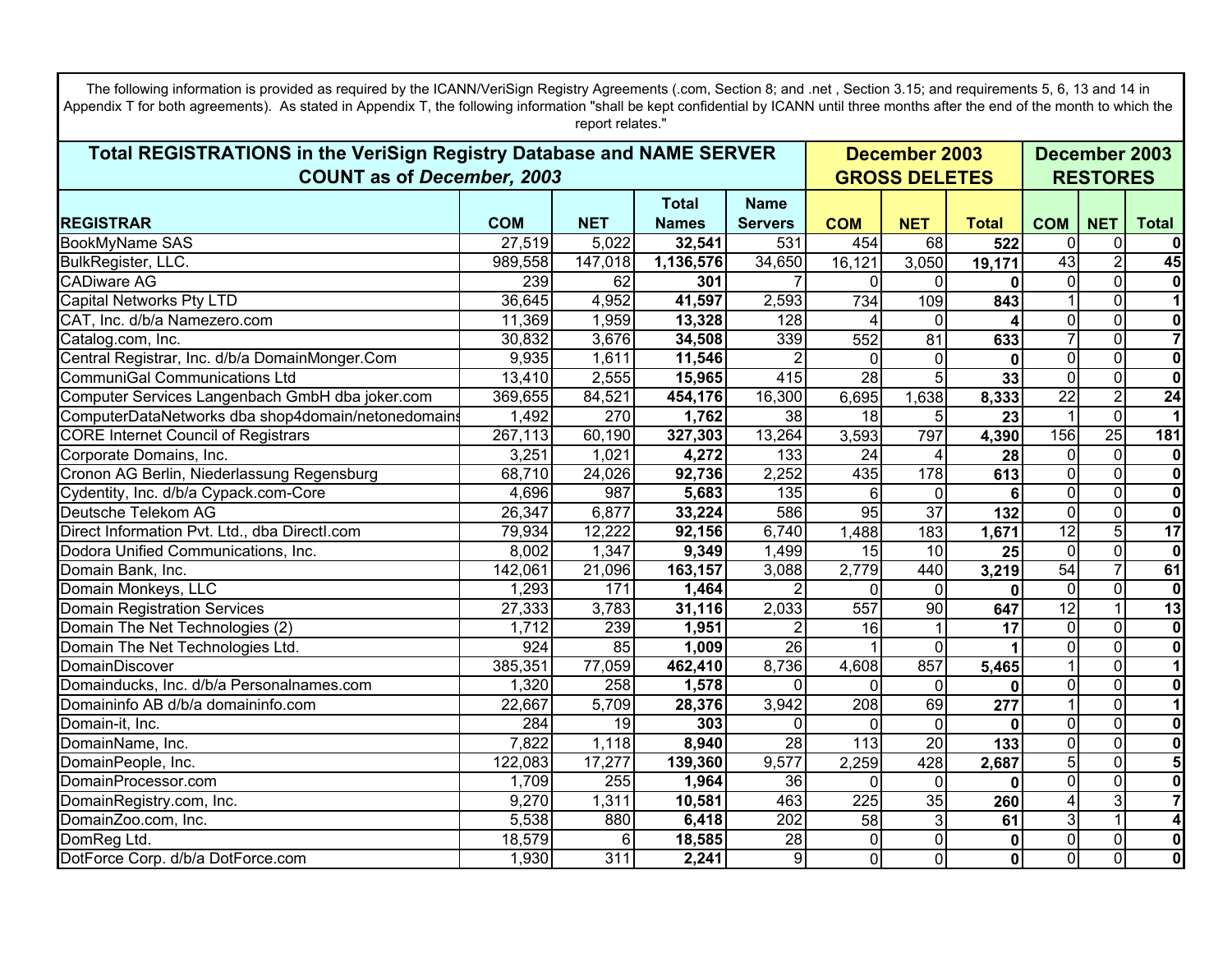The following information is provided as required by the ICANN/VeriSign Registry Agreements (.com, Section 8; and .net , Section 3.15; and requirements 5, 6, 13 and 14 in Appendix T for both agreements). As stated in Appendix T, the following information "shall be kept confidential by ICANN until three months after the end of the month to which the report relates."

| **Total REGISTRATIONS in the VeriSign Registry Database and NAME SERVER COUNT as of *December, 2003*** | | | | | **December 2003 GROSS DELETES** | | | **December 2003 RESTORES** | | |
|---|---|---|---|---|---|---|---|---|---|---|
| **REGISTRAR** | **COM** | **NET** | **Total Names** | **Name Servers** | **COM** | **NET** | **Total** | **COM** | **NET** | **Total** |
| BookMyName SAS | 27,519 | 5,022 | **32,541** | 531 | 454 | 68 | **522** | 0 | 0 | **0** |
| BulkRegister, LLC. | 989,558 | 147,018 | **1,136,576** | 34,650 | 16,121 | 3,050 | **19,171** | 43 | 2 | **45** |
| CADiware AG | 239 | 62 | **301** | 7 | 0 | 0 | **0** | 0 | 0 | **0** |
| Capital Networks Pty LTD | 36,645 | 4,952 | **41,597** | 2,593 | 734 | 109 | **843** | 1 | 0 | **1** |
| CAT, Inc. d/b/a Namezero.com | 11,369 | 1,959 | **13,328** | 128 | 4 | 0 | **4** | 0 | 0 | **0** |
| Catalog.com, Inc. | 30,832 | 3,676 | **34,508** | 339 | 552 | 81 | **633** | 7 | 0 | **7** |
| Central Registrar, Inc. d/b/a DomainMonger.Com | 9,935 | 1,611 | **11,546** | 2 | 0 | 0 | **0** | 0 | 0 | **0** |
| CommuniGal Communications Ltd | 13,410 | 2,555 | **15,965** | 415 | 28 | 5 | **33** | 0 | 0 | **0** |
| Computer Services Langenbach GmbH dba joker.com | 369,655 | 84,521 | **454,176** | 16,300 | 6,695 | 1,638 | **8,333** | 22 | 2 | **24** |
| ComputerDataNetworks dba shop4domain/netonedomains | 1,492 | 270 | **1,762** | 38 | 18 | 5 | **23** | 1 | 0 | **1** |
| CORE Internet Council of Registrars | 267,113 | 60,190 | **327,303** | 13,264 | 3,593 | 797 | **4,390** | 156 | 25 | **181** |
| Corporate Domains, Inc. | 3,251 | 1,021 | **4,272** | 133 | 24 | 4 | **28** | 0 | 0 | **0** |
| Cronon AG Berlin, Niederlassung Regensburg | 68,710 | 24,026 | **92,736** | 2,252 | 435 | 178 | **613** | 0 | 0 | **0** |
| Cydentity, Inc. d/b/a Cypack.com-Core | 4,696 | 987 | **5,683** | 135 | 6 | 0 | **6** | 0 | 0 | **0** |
| Deutsche Telekom AG | 26,347 | 6,877 | **33,224** | 586 | 95 | 37 | **132** | 0 | 0 | **0** |
| Direct Information Pvt. Ltd., dba DirectI.com | 79,934 | 12,222 | **92,156** | 6,740 | 1,488 | 183 | **1,671** | 12 | 5 | **17** |
| Dodora Unified Communications, Inc. | 8,002 | 1,347 | **9,349** | 1,499 | 15 | 10 | **25** | 0 | 0 | **0** |
| Domain Bank, Inc. | 142,061 | 21,096 | **163,157** | 3,088 | 2,779 | 440 | **3,219** | 54 | 7 | **61** |
| Domain Monkeys, LLC | 1,293 | 171 | **1,464** | 2 | 0 | 0 | **0** | 0 | 0 | **0** |
| Domain Registration Services | 27,333 | 3,783 | **31,116** | 2,033 | 557 | 90 | **647** | 12 | 1 | **13** |
| Domain The Net Technologies (2) | 1,712 | 239 | **1,951** | 2 | 16 | 1 | **17** | 0 | 0 | **0** |
| Domain The Net Technologies Ltd. | 924 | 85 | **1,009** | 26 | 1 | 0 | **1** | 0 | 0 | **0** |
| DomainDiscover | 385,351 | 77,059 | **462,410** | 8,736 | 4,608 | 857 | **5,465** | 1 | 0 | **1** |
| Domainducks, Inc. d/b/a Personalnames.com | 1,320 | 258 | **1,578** | 0 | 0 | 0 | **0** | 0 | 0 | **0** |
| Domaininfo AB d/b/a domaininfo.com | 22,667 | 5,709 | **28,376** | 3,942 | 208 | 69 | **277** | 1 | 0 | **1** |
| Domain-it, Inc. | 284 | 19 | **303** | 0 | 0 | 0 | **0** | 0 | 0 | **0** |
| DomainName, Inc. | 7,822 | 1,118 | **8,940** | 28 | 113 | 20 | **133** | 0 | 0 | **0** |
| DomainPeople, Inc. | 122,083 | 17,277 | **139,360** | 9,577 | 2,259 | 428 | **2,687** | 5 | 0 | **5** |
| DomainProcessor.com | 1,709 | 255 | **1,964** | 36 | 0 | 0 | **0** | 0 | 0 | **0** |
| DomainRegistry.com, Inc. | 9,270 | 1,311 | **10,581** | 463 | 225 | 35 | **260** | 4 | 3 | **7** |
| DomainZoo.com, Inc. | 5,538 | 880 | **6,418** | 202 | 58 | 3 | **61** | 3 | 1 | **4** |
| DomReg Ltd. | 18,579 | 6 | **18,585** | 28 | 0 | 0 | **0** | 0 | 0 | **0** |
| DotForce Corp. d/b/a DotForce.com | 1,930 | 311 | **2,241** | 9 | 0 | 0 | **0** | 0 | 0 | **0** |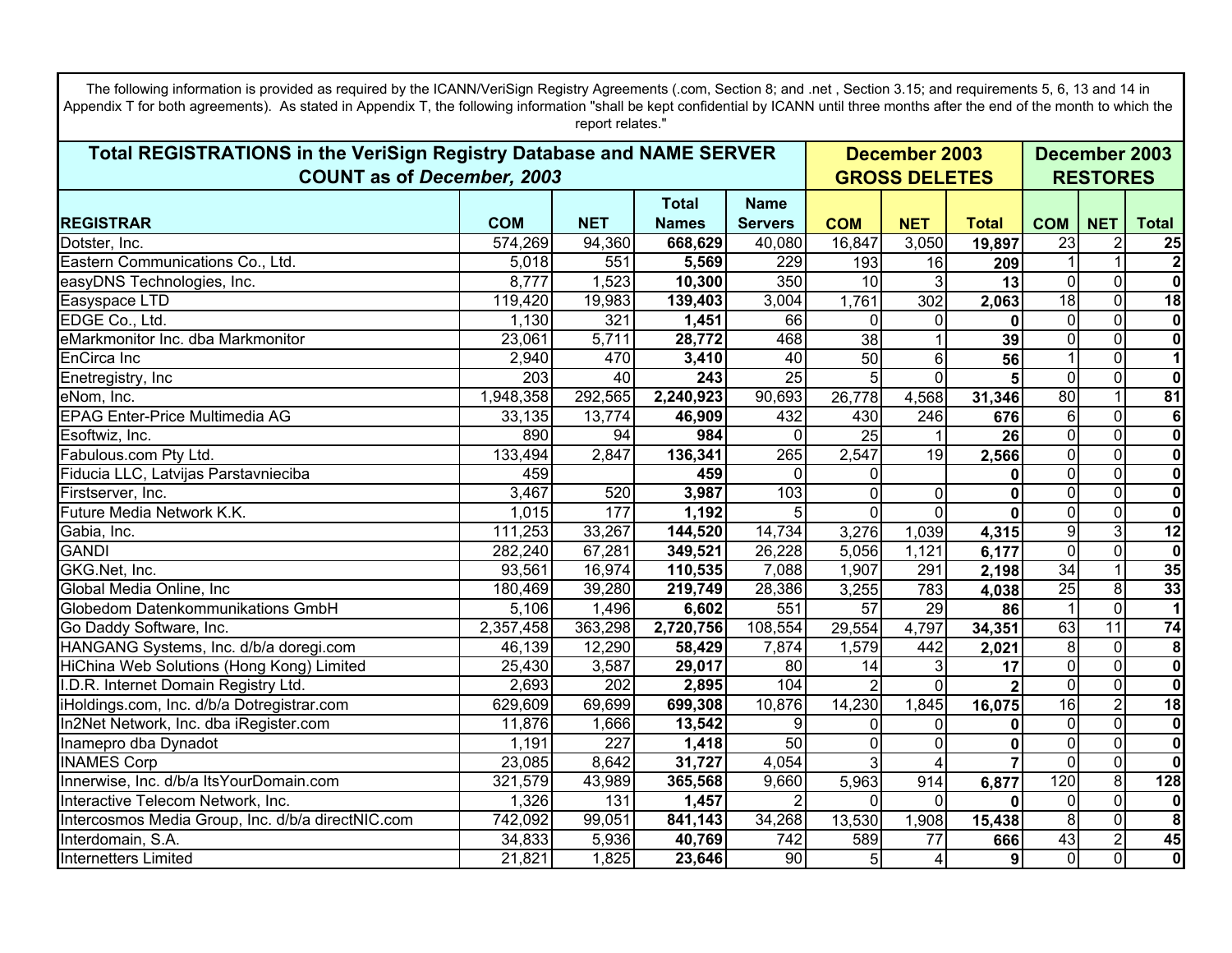The following information is provided as required by the ICANN/VeriSign Registry Agreements (.com, Section 8; and .net , Section 3.15; and requirements 5, 6, 13 and 14 in Appendix T for both agreements). As stated in Appendix T, the following information "shall be kept confidential by ICANN until three months after the end of the month to which the report relates."

| **Total REGISTRATIONS in the VeriSign Registry Database and NAME SERVER COUNT as of *December, 2003*** | | | | | **December 2003 GROSS DELETES** | | | **December 2003 RESTORES** | | |
|---|---|---|---|---|---|---|---|---|---|---|
| **REGISTRAR** | **COM** | **NET** | **Total Names** | **Name Servers** | **COM** | **NET** | **Total** | **COM** | **NET** | **Total** |
| Dotster, Inc. | 574,269 | 94,360 | **668,629** | 40,080 | 16,847 | 3,050 | **19,897** | 23 | 2 | **25** |
| Eastern Communications Co., Ltd. | 5,018 | 551 | **5,569** | 229 | 193 | 16 | **209** | 1 | 1 | **2** |
| easyDNS Technologies, Inc. | 8,777 | 1,523 | **10,300** | 350 | 10 | 3 | **13** | 0 | 0 | **0** |
| Easyspace LTD | 119,420 | 19,983 | **139,403** | 3,004 | 1,761 | 302 | **2,063** | 18 | 0 | **18** |
| EDGE Co., Ltd. | 1,130 | 321 | **1,451** | 66 | 0 | 0 | **0** | 0 | 0 | **0** |
| eMarkmonitor Inc. dba Markmonitor | 23,061 | 5,711 | **28,772** | 468 | 38 | 1 | **39** | 0 | 0 | **0** |
| EnCirca Inc | 2,940 | 470 | **3,410** | 40 | 50 | 6 | **56** | 1 | 0 | **1** |
| Enetregistry, Inc | 203 | 40 | **243** | 25 | 5 | 0 | **5** | 0 | 0 | **0** |
| eNom, Inc. | 1,948,358 | 292,565 | **2,240,923** | 90,693 | 26,778 | 4,568 | **31,346** | 80 | 1 | **81** |
| EPAG Enter-Price Multimedia AG | 33,135 | 13,774 | **46,909** | 432 | 430 | 246 | **676** | 6 | 0 | **6** |
| Esoftwiz, Inc. | 890 | 94 | **984** | 0 | 25 | 1 | **26** | 0 | 0 | **0** |
| Fabulous.com Pty Ltd. | 133,494 | 2,847 | **136,341** | 265 | 2,547 | 19 | **2,566** | 0 | 0 | **0** |
| Fiducia LLC, Latvijas Parstavnieciba | 459 | | **459** | 0 | 0 | | **0** | 0 | 0 | **0** |
| Firstserver, Inc. | 3,467 | 520 | **3,987** | 103 | 0 | 0 | **0** | 0 | 0 | **0** |
| Future Media Network K.K. | 1,015 | 177 | **1,192** | 5 | 0 | 0 | **0** | 0 | 0 | **0** |
| Gabia, Inc. | 111,253 | 33,267 | **144,520** | 14,734 | 3,276 | 1,039 | **4,315** | 9 | 3 | **12** |
| GANDI | 282,240 | 67,281 | **349,521** | 26,228 | 5,056 | 1,121 | **6,177** | 0 | 0 | **0** |
| GKG.Net, Inc. | 93,561 | 16,974 | **110,535** | 7,088 | 1,907 | 291 | **2,198** | 34 | 1 | **35** |
| Global Media Online, Inc | 180,469 | 39,280 | **219,749** | 28,386 | 3,255 | 783 | **4,038** | 25 | 8 | **33** |
| Globedom Datenkommunikations GmbH | 5,106 | 1,496 | **6,602** | 551 | 57 | 29 | **86** | 1 | 0 | **1** |
| Go Daddy Software, Inc. | 2,357,458 | 363,298 | **2,720,756** | 108,554 | 29,554 | 4,797 | **34,351** | 63 | 11 | **74** |
| HANGANG Systems, Inc. d/b/a doregi.com | 46,139 | 12,290 | **58,429** | 7,874 | 1,579 | 442 | **2,021** | 8 | 0 | **8** |
| HiChina Web Solutions (Hong Kong) Limited | 25,430 | 3,587 | **29,017** | 80 | 14 | 3 | **17** | 0 | 0 | **0** |
| I.D.R. Internet Domain Registry Ltd. | 2,693 | 202 | **2,895** | 104 | 2 | 0 | **2** | 0 | 0 | **0** |
| iHoldings.com, Inc. d/b/a Dotregistrar.com | 629,609 | 69,699 | **699,308** | 10,876 | 14,230 | 1,845 | **16,075** | 16 | 2 | **18** |
| In2Net Network, Inc. dba iRegister.com | 11,876 | 1,666 | **13,542** | 9 | 0 | 0 | **0** | 0 | 0 | **0** |
| Inamepro dba Dynadot | 1,191 | 227 | **1,418** | 50 | 0 | 0 | **0** | 0 | 0 | **0** |
| INAMES Corp | 23,085 | 8,642 | **31,727** | 4,054 | 3 | 4 | **7** | 0 | 0 | **0** |
| Innerwise, Inc. d/b/a ItsYourDomain.com | 321,579 | 43,989 | **365,568** | 9,660 | 5,963 | 914 | **6,877** | 120 | 8 | **128** |
| Interactive Telecom Network, Inc. | 1,326 | 131 | **1,457** | 2 | 0 | 0 | **0** | 0 | 0 | **0** |
| Intercosmos Media Group, Inc. d/b/a directNIC.com | 742,092 | 99,051 | **841,143** | 34,268 | 13,530 | 1,908 | **15,438** | 8 | 0 | **8** |
| Interdomain, S.A. | 34,833 | 5,936 | **40,769** | 742 | 589 | 77 | **666** | 43 | 2 | **45** |
| Internetters Limited | 21,821 | 1,825 | **23,646** | 90 | 5 | 4 | **9** | 0 | 0 | **0** |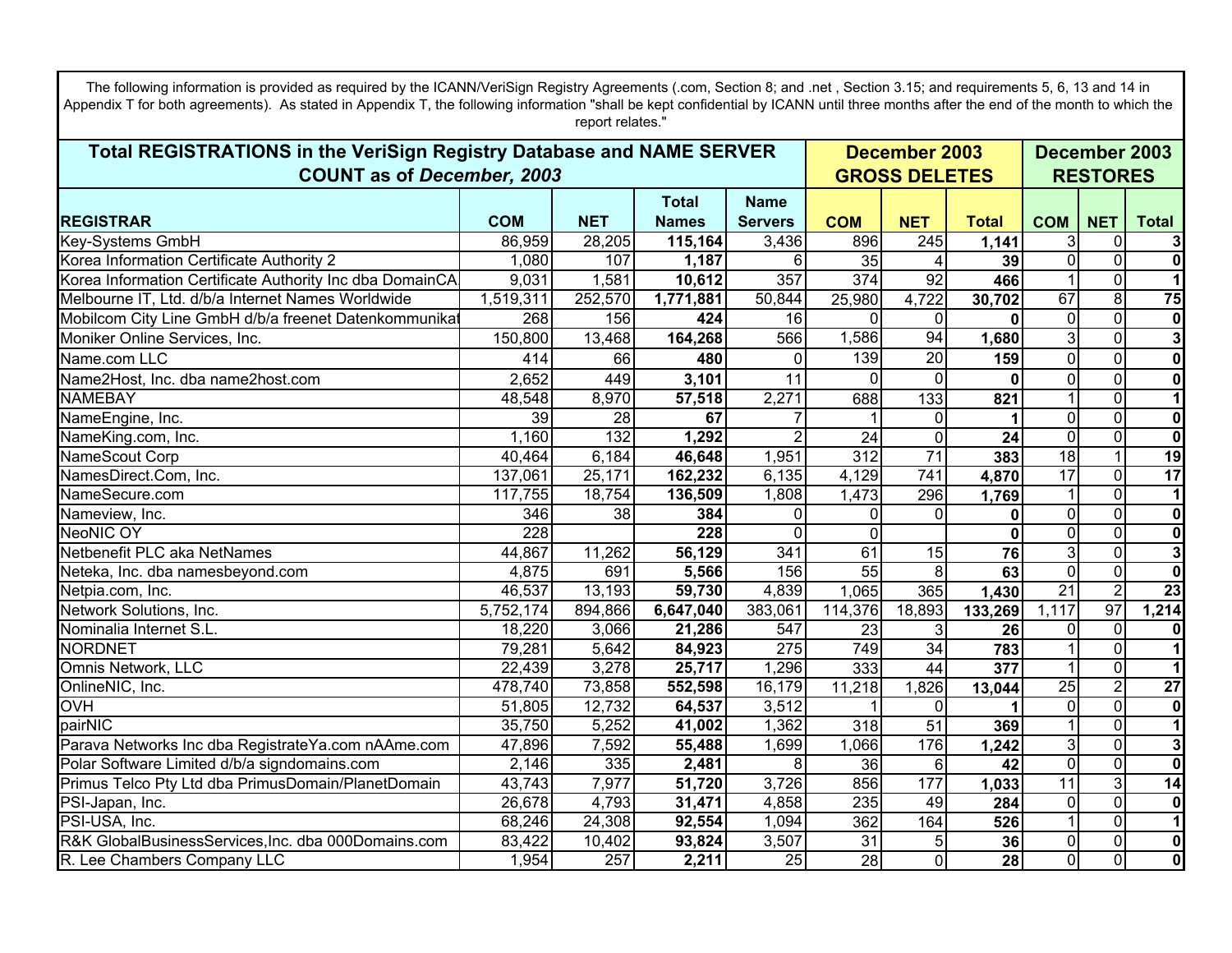The following information is provided as required by the ICANN/VeriSign Registry Agreements (.com, Section 8; and .net , Section 3.15; and requirements 5, 6, 13 and 14 in Appendix T for both agreements). As stated in Appendix T, the following information "shall be kept confidential by ICANN until three months after the end of the month to which the report relates."

| Total REGISTRATIONS in the VeriSign Registry Database and NAME SERVER COUNT as of *December, 2003* | | | | | December 2003 GROSS DELETES | | | December 2003 RESTORES | | |
|---|---|---|---|---|---|---|---|---|---|---|
| **REGISTRAR** | **COM** | **NET** | **Total Names** | **Name Servers** | **COM** | **NET** | **Total** | **COM** | **NET** | **Total** |
| Key-Systems GmbH | 86,959 | 28,205 | **115,164** | 3,436 | 896 | 245 | **1,141** | 3 | 0 | **3** |
| Korea Information Certificate Authority 2 | 1,080 | 107 | **1,187** | 6 | 35 | 4 | **39** | 0 | 0 | **0** |
| Korea Information Certificate Authority Inc dba DomainCA | 9,031 | 1,581 | **10,612** | 357 | 374 | 92 | **466** | 1 | 0 | **1** |
| Melbourne IT, Ltd. d/b/a Internet Names Worldwide | 1,519,311 | 252,570 | **1,771,881** | 50,844 | 25,980 | 4,722 | **30,702** | 67 | 8 | **75** |
| Mobilcom City Line GmbH d/b/a freenet Datenkommunikat | 268 | 156 | **424** | 16 | 0 | 0 | **0** | 0 | 0 | **0** |
| Moniker Online Services, Inc. | 150,800 | 13,468 | **164,268** | 566 | 1,586 | 94 | **1,680** | 3 | 0 | **3** |
| Name.com LLC | 414 | 66 | **480** | 0 | 139 | 20 | **159** | 0 | 0 | **0** |
| Name2Host, Inc. dba name2host.com | 2,652 | 449 | **3,101** | 11 | 0 | 0 | **0** | 0 | 0 | **0** |
| NAMEBAY | 48,548 | 8,970 | **57,518** | 2,271 | 688 | 133 | **821** | 1 | 0 | **1** |
| NameEngine, Inc. | 39 | 28 | **67** | 7 | 1 | 0 | **1** | 0 | 0 | **0** |
| NameKing.com, Inc. | 1,160 | 132 | **1,292** | 2 | 24 | 0 | **24** | 0 | 0 | **0** |
| NameScout Corp | 40,464 | 6,184 | **46,648** | 1,951 | 312 | 71 | **383** | 18 | 1 | **19** |
| NamesDirect.Com, Inc. | 137,061 | 25,171 | **162,232** | 6,135 | 4,129 | 741 | **4,870** | 17 | 0 | **17** |
| NameSecure.com | 117,755 | 18,754 | **136,509** | 1,808 | 1,473 | 296 | **1,769** | 1 | 0 | **1** |
| Nameview, Inc. | 346 | 38 | **384** | 0 | 0 | 0 | **0** | 0 | 0 | **0** |
| NeoNIC OY | 228 | | **228** | 0 | 0 | | **0** | 0 | 0 | **0** |
| Netbenefit PLC aka NetNames | 44,867 | 11,262 | **56,129** | 341 | 61 | 15 | **76** | 3 | 0 | **3** |
| Neteka, Inc. dba namesbeyond.com | 4,875 | 691 | **5,566** | 156 | 55 | 8 | **63** | 0 | 0 | **0** |
| Netpia.com, Inc. | 46,537 | 13,193 | **59,730** | 4,839 | 1,065 | 365 | **1,430** | 21 | 2 | **23** |
| Network Solutions, Inc. | 5,752,174 | 894,866 | **6,647,040** | 383,061 | 114,376 | 18,893 | **133,269** | 1,117 | 97 | **1,214** |
| Nominalia Internet S.L. | 18,220 | 3,066 | **21,286** | 547 | 23 | 3 | **26** | 0 | 0 | **0** |
| NORDNET | 79,281 | 5,642 | **84,923** | 275 | 749 | 34 | **783** | 1 | 0 | **1** |
| Omnis Network, LLC | 22,439 | 3,278 | **25,717** | 1,296 | 333 | 44 | **377** | 1 | 0 | **1** |
| OnlineNIC, Inc. | 478,740 | 73,858 | **552,598** | 16,179 | 11,218 | 1,826 | **13,044** | 25 | 2 | **27** |
| OVH | 51,805 | 12,732 | **64,537** | 3,512 | 1 | 0 | **1** | 0 | 0 | **0** |
| pairNIC | 35,750 | 5,252 | **41,002** | 1,362 | 318 | 51 | **369** | 1 | 0 | **1** |
| Parava Networks Inc dba RegistrateYa.com nAAme.com | 47,896 | 7,592 | **55,488** | 1,699 | 1,066 | 176 | **1,242** | 3 | 0 | **3** |
| Polar Software Limited d/b/a signdomains.com | 2,146 | 335 | **2,481** | 8 | 36 | 6 | **42** | 0 | 0 | **0** |
| Primus Telco Pty Ltd dba PrimusDomain/PlanetDomain | 43,743 | 7,977 | **51,720** | 3,726 | 856 | 177 | **1,033** | 11 | 3 | **14** |
| PSI-Japan, Inc. | 26,678 | 4,793 | **31,471** | 4,858 | 235 | 49 | **284** | 0 | 0 | **0** |
| PSI-USA, Inc. | 68,246 | 24,308 | **92,554** | 1,094 | 362 | 164 | **526** | 1 | 0 | **1** |
| R&K GlobalBusinessServices,Inc. dba 000Domains.com | 83,422 | 10,402 | **93,824** | 3,507 | 31 | 5 | **36** | 0 | 0 | **0** |
| R. Lee Chambers Company LLC | 1,954 | 257 | **2,211** | 25 | 28 | 0 | **28** | 0 | 0 | **0** |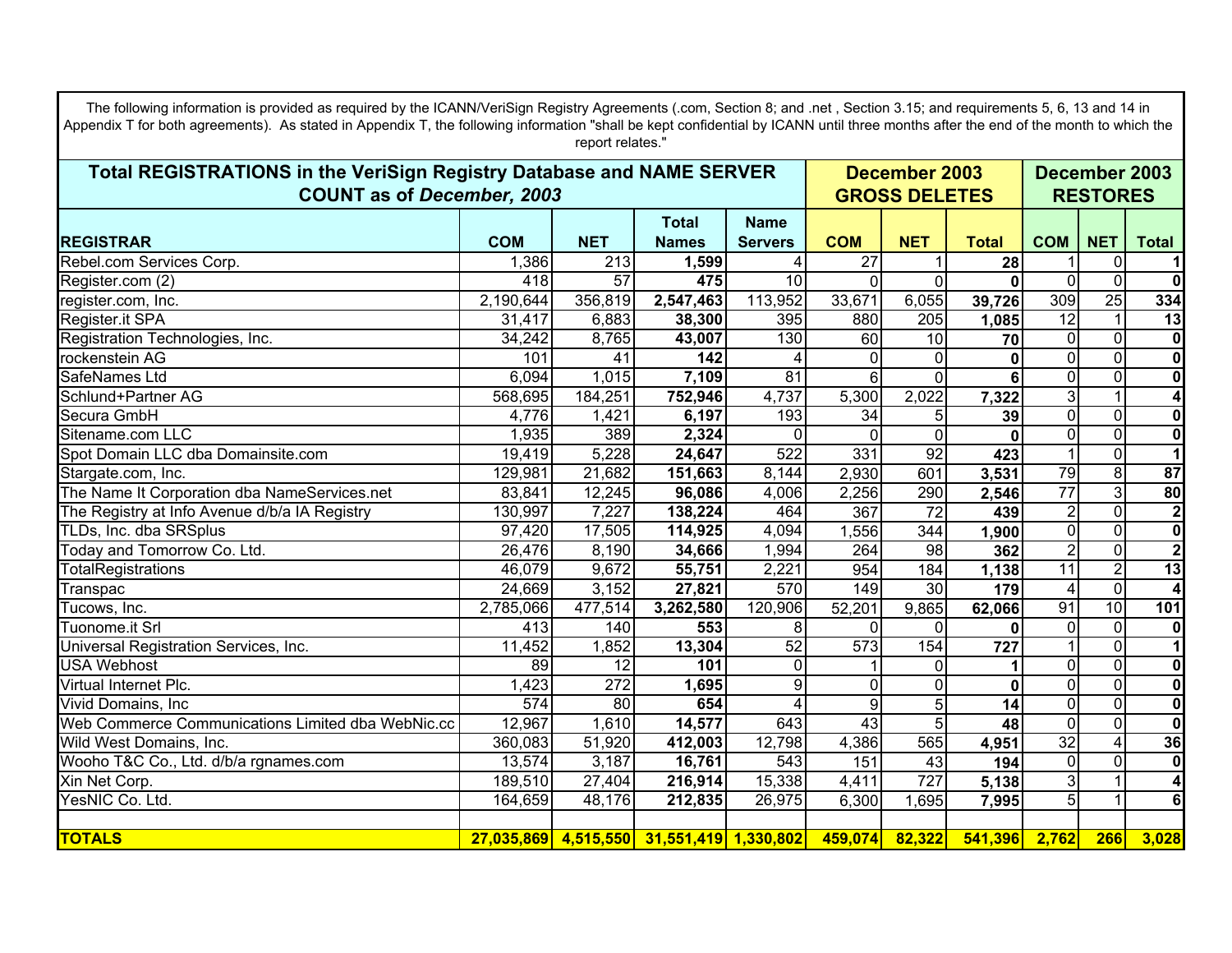The following information is provided as required by the ICANN/VeriSign Registry Agreements (.com, Section 8; and .net , Section 3.15; and requirements 5, 6, 13 and 14 in Appendix T for both agreements). As stated in Appendix T, the following information "shall be kept confidential by ICANN until three months after the end of the month to which the report relates."

| Total REGISTRATIONS in the VeriSign Registry Database and NAME SERVER COUNT as of *December, 2003* | | | | | December 2003 GROSS DELETES | | | December 2003 RESTORES | | |
|---|---|---|---|---|---|---|---|---|---|---|
| **REGISTRAR** | **COM** | **NET** | **Total Names** | **Name Servers** | **COM** | **NET** | **Total** | **COM** | **NET** | **Total** |
| Rebel.com Services Corp. | 1,386 | 213 | **1,599** | 4 | 27 | 1 | **28** | 1 | 0 | **1** |
| Register.com (2) | 418 | 57 | **475** | 10 | 0 | 0 | **0** | 0 | 0 | **0** |
| register.com, Inc. | 2,190,644 | 356,819 | **2,547,463** | 113,952 | 33,671 | 6,055 | **39,726** | 309 | 25 | **334** |
| Register.it SPA | 31,417 | 6,883 | **38,300** | 395 | 880 | 205 | **1,085** | 12 | 1 | **13** |
| Registration Technologies, Inc. | 34,242 | 8,765 | **43,007** | 130 | 60 | 10 | **70** | 0 | 0 | **0** |
| rockenstein AG | 101 | 41 | **142** | 4 | 0 | 0 | **0** | 0 | 0 | **0** |
| SafeNames Ltd | 6,094 | 1,015 | **7,109** | 81 | 6 | 0 | **6** | 0 | 0 | **0** |
| Schlund+Partner AG | 568,695 | 184,251 | **752,946** | 4,737 | 5,300 | 2,022 | **7,322** | 3 | 1 | **4** |
| Secura GmbH | 4,776 | 1,421 | **6,197** | 193 | 34 | 5 | **39** | 0 | 0 | **0** |
| Sitename.com LLC | 1,935 | 389 | **2,324** | 0 | 0 | 0 | **0** | 0 | 0 | **0** |
| Spot Domain LLC dba Domainsite.com | 19,419 | 5,228 | **24,647** | 522 | 331 | 92 | **423** | 1 | 0 | **1** |
| Stargate.com, Inc. | 129,981 | 21,682 | **151,663** | 8,144 | 2,930 | 601 | **3,531** | 79 | 8 | **87** |
| The Name It Corporation dba NameServices.net | 83,841 | 12,245 | **96,086** | 4,006 | 2,256 | 290 | **2,546** | 77 | 3 | **80** |
| The Registry at Info Avenue d/b/a IA Registry | 130,997 | 7,227 | **138,224** | 464 | 367 | 72 | **439** | 2 | 0 | **2** |
| TLDs, Inc. dba SRSplus | 97,420 | 17,505 | **114,925** | 4,094 | 1,556 | 344 | **1,900** | 0 | 0 | **0** |
| Today and Tomorrow Co. Ltd. | 26,476 | 8,190 | **34,666** | 1,994 | 264 | 98 | **362** | 2 | 0 | **2** |
| TotalRegistrations | 46,079 | 9,672 | **55,751** | 2,221 | 954 | 184 | **1,138** | 11 | 2 | **13** |
| Transpac | 24,669 | 3,152 | **27,821** | 570 | 149 | 30 | **179** | 4 | 0 | **4** |
| Tucows, Inc. | 2,785,066 | 477,514 | **3,262,580** | 120,906 | 52,201 | 9,865 | **62,066** | 91 | 10 | **101** |
| Tuonome.it Srl | 413 | 140 | **553** | 8 | 0 | 0 | **0** | 0 | 0 | **0** |
| Universal Registration Services, Inc. | 11,452 | 1,852 | **13,304** | 52 | 573 | 154 | **727** | 1 | 0 | **1** |
| USA Webhost | 89 | 12 | **101** | 0 | 1 | 0 | **1** | 0 | 0 | **0** |
| Virtual Internet Plc. | 1,423 | 272 | **1,695** | 9 | 0 | 0 | **0** | 0 | 0 | **0** |
| Vivid Domains, Inc | 574 | 80 | **654** | 4 | 9 | 5 | **14** | 0 | 0 | **0** |
| Web Commerce Communications Limited dba WebNic.cc | 12,967 | 1,610 | **14,577** | 643 | 43 | 5 | **48** | 0 | 0 | **0** |
| Wild West Domains, Inc. | 360,083 | 51,920 | **412,003** | 12,798 | 4,386 | 565 | **4,951** | 32 | 4 | **36** |
| Wooho T&C Co., Ltd. d/b/a rgnames.com | 13,574 | 3,187 | **16,761** | 543 | 151 | 43 | **194** | 0 | 0 | **0** |
| Xin Net Corp. | 189,510 | 27,404 | **216,914** | 15,338 | 4,411 | 727 | **5,138** | 3 | 1 | **4** |
| YesNIC Co. Ltd. | 164,659 | 48,176 | **212,835** | 26,975 | 6,300 | 1,695 | **7,995** | 5 | 1 | **6** |
| | | | | | | | | | | |
| **TOTALS** | **27,035,869** | **4,515,550** | **31,551,419** | **1,330,802** | **459,074** | **82,322** | **541,396** | **2,762** | **266** | **3,028** |